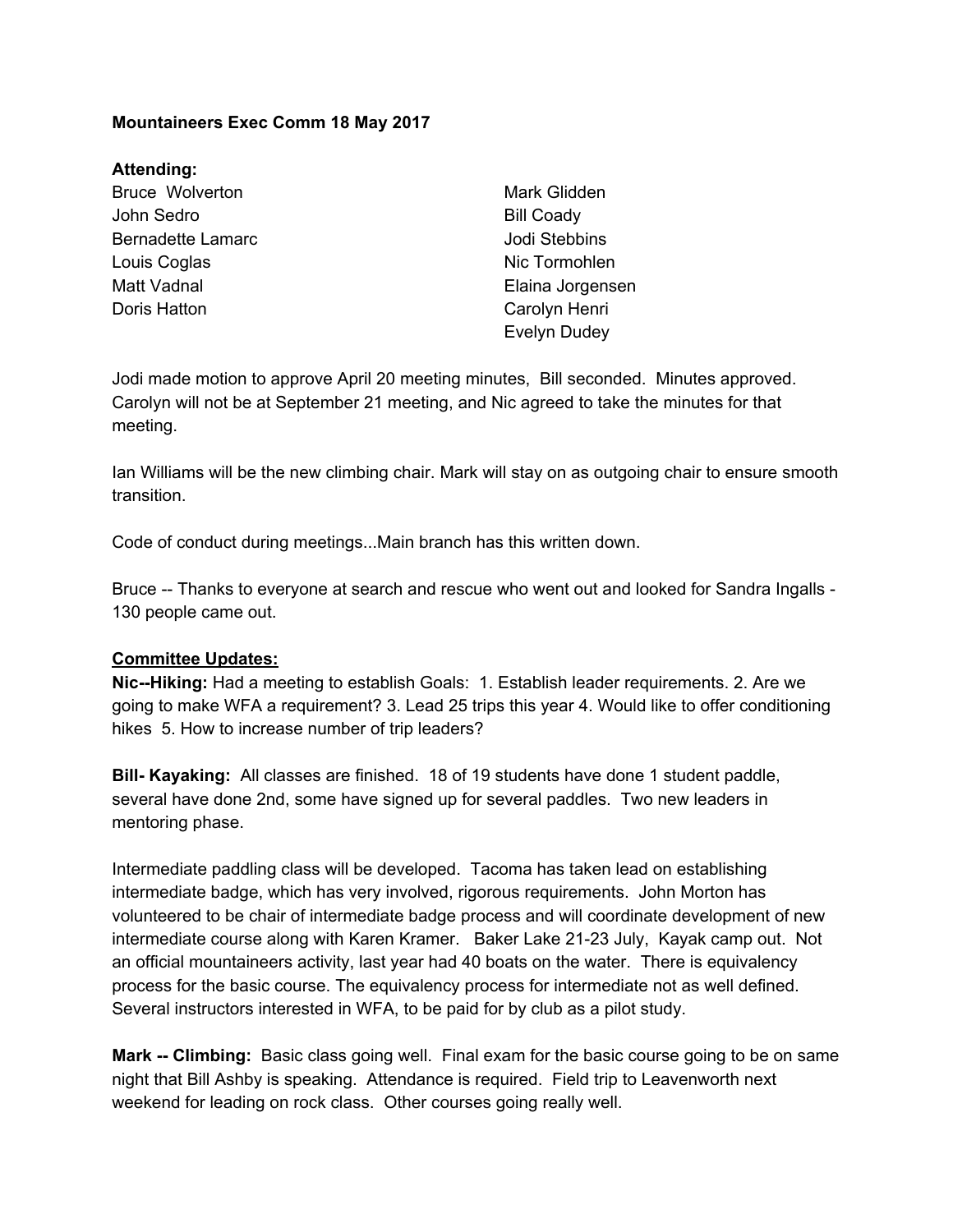**Mountaineers Exec Comm 18 May 2017**

**Attending:**

Bruce Wolverton
John Sedro
Bernadette Lamarc
Louis Coglas
Matt Vadnal
Doris Hatton
Mark Glidden
Bill Coady
Jodi Stebbins
Nic Tormohlen
Elaina Jorgensen
Carolyn Henri
Evelyn Dudey

Jodi made motion to approve April 20 meeting minutes, Bill seconded. Minutes approved. Carolyn will not be at September 21 meeting, and Nic agreed to take the minutes for that meeting.

Ian Williams will be the new climbing chair. Mark will stay on as outgoing chair to ensure smooth transition.

Code of conduct during meetings...Main branch has this written down.

Bruce -- Thanks to everyone at search and rescue who went out and looked for Sandra Ingalls - 130 people came out.

__**Committee Updates:**__

**Nic--Hiking:** Had a meeting to establish Goals: 1. Establish leader requirements. 2. Are we going to make WFA a requirement? 3. Lead 25 trips this year 4. Would like to offer conditioning hikes 5. How to increase number of trip leaders?

**Bill- Kayaking:** All classes are finished. 18 of 19 students have done 1 student paddle, several have done 2nd, some have signed up for several paddles. Two new leaders in mentoring phase.

Intermediate paddling class will be developed. Tacoma has taken lead on establishing intermediate badge, which has very involved, rigorous requirements. John Morton has volunteered to be chair of intermediate badge process and will coordinate development of new intermediate course along with Karen Kramer. Baker Lake 21-23 July, Kayak camp out. Not an official mountaineers activity, last year had 40 boats on the water. There is equivalency process for the basic course. The equivalency process for intermediate not as well defined. Several instructors interested in WFA, to be paid for by club as a pilot study.

**Mark -- Climbing:** Basic class going well. Final exam for the basic course going to be on same night that Bill Ashby is speaking. Attendance is required. Field trip to Leavenworth next weekend for leading on rock class. Other courses going really well.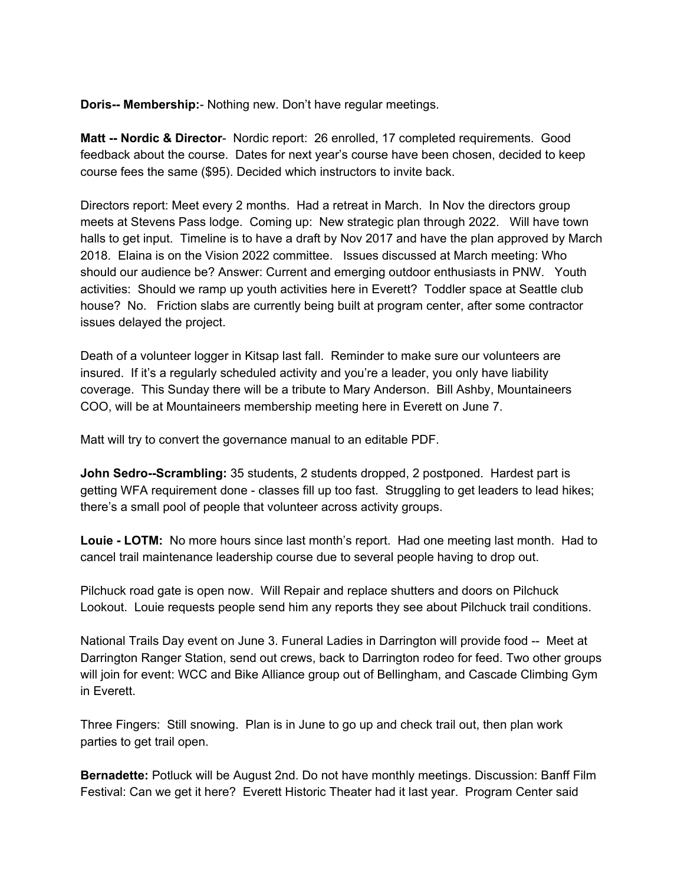**Doris-- Membership:**- Nothing new. Don't have regular meetings.

**Matt -- Nordic & Director**- Nordic report: 26 enrolled, 17 completed requirements. Good feedback about the course. Dates for next year's course have been chosen, decided to keep course fees the same ($95). Decided which instructors to invite back.

Directors report: Meet every 2 months. Had a retreat in March. In Nov the directors group meets at Stevens Pass lodge. Coming up: New strategic plan through 2022. Will have town halls to get input. Timeline is to have a draft by Nov 2017 and have the plan approved by March 2018. Elaina is on the Vision 2022 committee. Issues discussed at March meeting: Who should our audience be? Answer: Current and emerging outdoor enthusiasts in PNW. Youth activities: Should we ramp up youth activities here in Everett? Toddler space at Seattle club house? No. Friction slabs are currently being built at program center, after some contractor issues delayed the project.

Death of a volunteer logger in Kitsap last fall. Reminder to make sure our volunteers are insured. If it's a regularly scheduled activity and you're a leader, you only have liability coverage. This Sunday there will be a tribute to Mary Anderson. Bill Ashby, Mountaineers COO, will be at Mountaineers membership meeting here in Everett on June 7.

Matt will try to convert the governance manual to an editable PDF.

**John Sedro--Scrambling:** 35 students, 2 students dropped, 2 postponed. Hardest part is getting WFA requirement done - classes fill up too fast. Struggling to get leaders to lead hikes; there's a small pool of people that volunteer across activity groups.

**Louie - LOTM:** No more hours since last month's report. Had one meeting last month. Had to cancel trail maintenance leadership course due to several people having to drop out.

Pilchuck road gate is open now. Will Repair and replace shutters and doors on Pilchuck Lookout. Louie requests people send him any reports they see about Pilchuck trail conditions.

National Trails Day event on June 3. Funeral Ladies in Darrington will provide food -- Meet at Darrington Ranger Station, send out crews, back to Darrington rodeo for feed. Two other groups will join for event: WCC and Bike Alliance group out of Bellingham, and Cascade Climbing Gym in Everett.

Three Fingers: Still snowing. Plan is in June to go up and check trail out, then plan work parties to get trail open.

**Bernadette:** Potluck will be August 2nd. Do not have monthly meetings. Discussion: Banff Film Festival: Can we get it here? Everett Historic Theater had it last year. Program Center said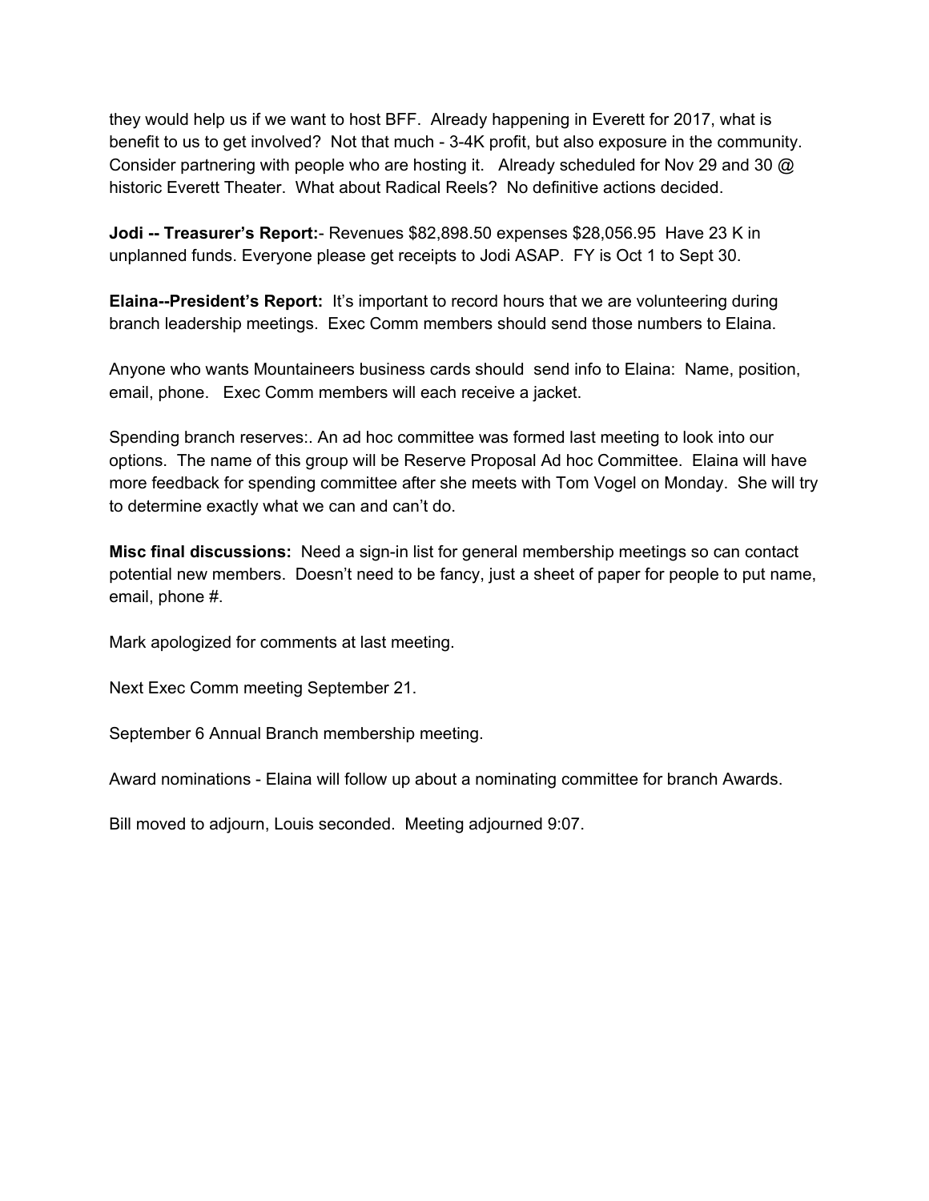they would help us if we want to host BFF. Already happening in Everett for 2017, what is benefit to us to get involved? Not that much - 3-4K profit, but also exposure in the community. Consider partnering with people who are hosting it. Already scheduled for Nov 29 and 30 @ historic Everett Theater. What about Radical Reels? No definitive actions decided.

**Jodi -- Treasurer's Report:**- Revenues $82,898.50 expenses $28,056.95 Have 23 K in unplanned funds. Everyone please get receipts to Jodi ASAP. FY is Oct 1 to Sept 30.

**Elaina--President's Report:** It's important to record hours that we are volunteering during branch leadership meetings. Exec Comm members should send those numbers to Elaina.

Anyone who wants Mountaineers business cards should send info to Elaina: Name, position, email, phone. Exec Comm members will each receive a jacket.

Spending branch reserves:. An ad hoc committee was formed last meeting to look into our options. The name of this group will be Reserve Proposal Ad hoc Committee. Elaina will have more feedback for spending committee after she meets with Tom Vogel on Monday. She will try to determine exactly what we can and can't do.

**Misc final discussions:** Need a sign-in list for general membership meetings so can contact potential new members. Doesn't need to be fancy, just a sheet of paper for people to put name, email, phone #.

Mark apologized for comments at last meeting.

Next Exec Comm meeting September 21.

September 6 Annual Branch membership meeting.

Award nominations - Elaina will follow up about a nominating committee for branch Awards.

Bill moved to adjourn, Louis seconded. Meeting adjourned 9:07.